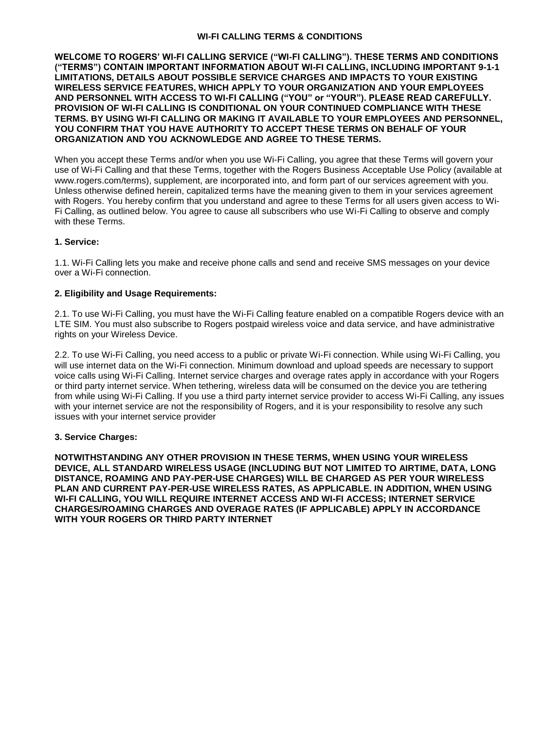# WI-FI CALLING TERMS & CONDITIONS

**WELCOME TO ROGERS' WI-FI CALLING SERVICE ("WI-FI CALLING"). THESE TERMS AND CONDITIONS ("TERMS") CONTAIN IMPORTANT INFORMATION ABOUT WI-FI CALLING, INCLUDING IMPORTANT 9-1-1 LIMITATIONS, DETAILS ABOUT POSSIBLE SERVICE CHARGES AND IMPACTS TO YOUR EXISTING WIRELESS SERVICE FEATURES, WHICH APPLY TO YOUR ORGANIZATION AND YOUR EMPLOYEES AND PERSONNEL WITH ACCESS TO WI-FI CALLING ("YOU" or "YOUR"). PLEASE READ CAREFULLY. PROVISION OF WI-FI CALLING IS CONDITIONAL ON YOUR CONTINUED COMPLIANCE WITH THESE TERMS. BY USING WI-FI CALLING OR MAKING IT AVAILABLE TO YOUR EMPLOYEES AND PERSONNEL, YOU CONFIRM THAT YOU HAVE AUTHORITY TO ACCEPT THESE TERMS ON BEHALF OF YOUR ORGANIZATION AND YOU ACKNOWLEDGE AND AGREE TO THESE TERMS.**

When you accept these Terms and/or when you use Wi-Fi Calling, you agree that these Terms will govern your use of Wi-Fi Calling and that these Terms, together with the Rogers Business Acceptable Use Policy (available at www.rogers.com/terms), supplement, are incorporated into, and form part of our services agreement with you. Unless otherwise defined herein, capitalized terms have the meaning given to them in your services agreement with Rogers. You hereby confirm that you understand and agree to these Terms for all users given access to Wi-Fi Calling, as outlined below. You agree to cause all subscribers who use Wi-Fi Calling to observe and comply with these Terms.

**1. Service:**

1.1. Wi-Fi Calling lets you make and receive phone calls and send and receive SMS messages on your device over a Wi-Fi connection.

**2. Eligibility and Usage Requirements:**

2.1. To use Wi-Fi Calling, you must have the Wi-Fi Calling feature enabled on a compatible Rogers device with an LTE SIM. You must also subscribe to Rogers postpaid wireless voice and data service, and have administrative rights on your Wireless Device.

2.2. To use Wi-Fi Calling, you need access to a public or private Wi-Fi connection. While using Wi-Fi Calling, you will use internet data on the Wi-Fi connection. Minimum download and upload speeds are necessary to support voice calls using Wi-Fi Calling. Internet service charges and overage rates apply in accordance with your Rogers or third party internet service. When tethering, wireless data will be consumed on the device you are tethering from while using Wi-Fi Calling. If you use a third party internet service provider to access Wi-Fi Calling, any issues with your internet service are not the responsibility of Rogers, and it is your responsibility to resolve any such issues with your internet service provider

**3. Service Charges:**

**NOTWITHSTANDING ANY OTHER PROVISION IN THESE TERMS, WHEN USING YOUR WIRELESS DEVICE, ALL STANDARD WIRELESS USAGE (INCLUDING BUT NOT LIMITED TO AIRTIME, DATA, LONG DISTANCE, ROAMING AND PAY-PER-USE CHARGES) WILL BE CHARGED AS PER YOUR WIRELESS PLAN AND CURRENT PAY-PER-USE WIRELESS RATES, AS APPLICABLE. IN ADDITION, WHEN USING WI-FI CALLING, YOU WILL REQUIRE INTERNET ACCESS AND WI-FI ACCESS; INTERNET SERVICE CHARGES/ROAMING CHARGES AND OVERAGE RATES (IF APPLICABLE) APPLY IN ACCORDANCE WITH YOUR ROGERS OR THIRD PARTY INTERNET**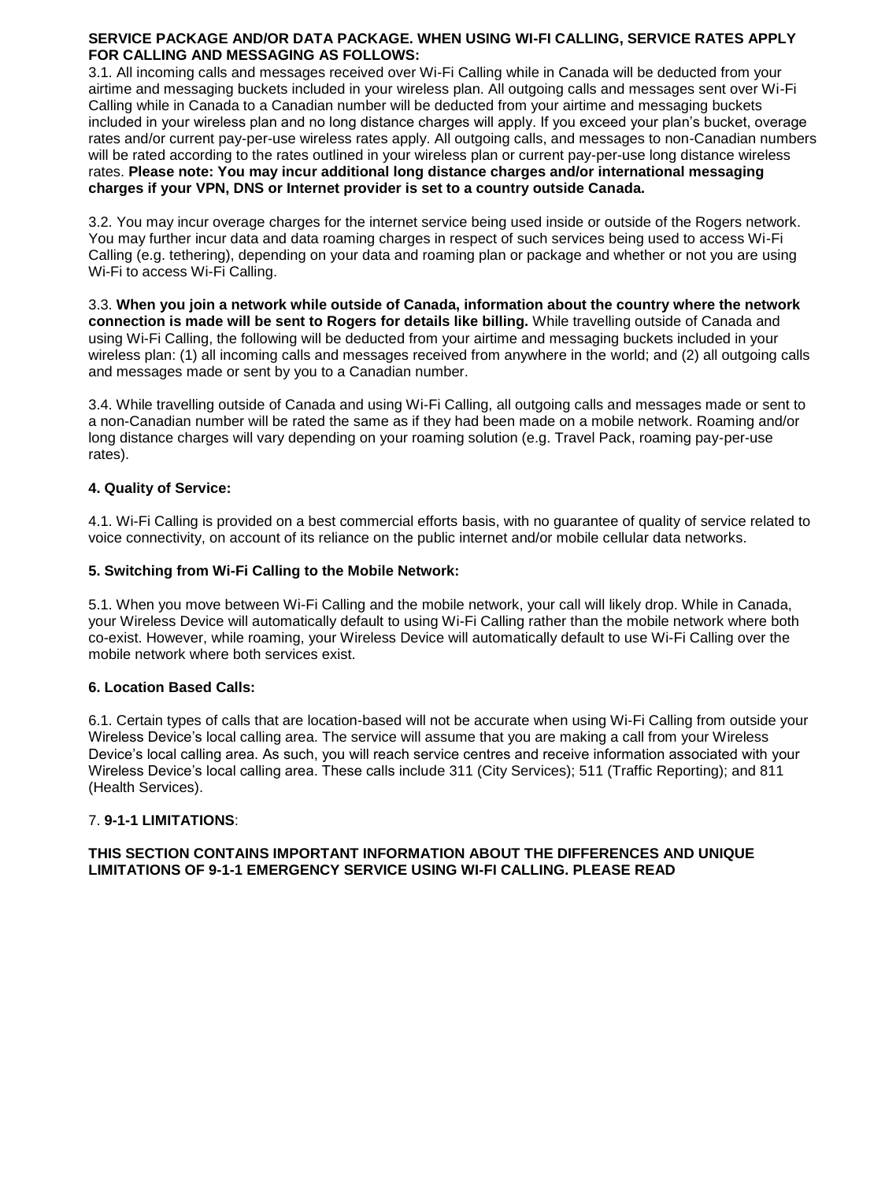**SERVICE PACKAGE AND/OR DATA PACKAGE. WHEN USING WI-FI CALLING, SERVICE RATES APPLY FOR CALLING AND MESSAGING AS FOLLOWS:**

3.1. All incoming calls and messages received over Wi-Fi Calling while in Canada will be deducted from your airtime and messaging buckets included in your wireless plan. All outgoing calls and messages sent over Wi-Fi Calling while in Canada to a Canadian number will be deducted from your airtime and messaging buckets included in your wireless plan and no long distance charges will apply. If you exceed your plan's bucket, overage rates and/or current pay-per-use wireless rates apply. All outgoing calls, and messages to non-Canadian numbers will be rated according to the rates outlined in your wireless plan or current pay-per-use long distance wireless rates. **Please note: You may incur additional long distance charges and/or international messaging charges if your VPN, DNS or Internet provider is set to a country outside Canada.**

3.2. You may incur overage charges for the internet service being used inside or outside of the Rogers network. You may further incur data and data roaming charges in respect of such services being used to access Wi-Fi Calling (e.g. tethering), depending on your data and roaming plan or package and whether or not you are using Wi-Fi to access Wi-Fi Calling.

3.3. **When you join a network while outside of Canada, information about the country where the network connection is made will be sent to Rogers for details like billing.** While travelling outside of Canada and using Wi-Fi Calling, the following will be deducted from your airtime and messaging buckets included in your wireless plan: (1) all incoming calls and messages received from anywhere in the world; and (2) all outgoing calls and messages made or sent by you to a Canadian number.

3.4. While travelling outside of Canada and using Wi-Fi Calling, all outgoing calls and messages made or sent to a non-Canadian number will be rated the same as if they had been made on a mobile network. Roaming and/or long distance charges will vary depending on your roaming solution (e.g. Travel Pack, roaming pay-per-use rates).

**4. Quality of Service:**

4.1. Wi-Fi Calling is provided on a best commercial efforts basis, with no guarantee of quality of service related to voice connectivity, on account of its reliance on the public internet and/or mobile cellular data networks.

**5. Switching from Wi-Fi Calling to the Mobile Network:**

5.1. When you move between Wi-Fi Calling and the mobile network, your call will likely drop. While in Canada, your Wireless Device will automatically default to using Wi-Fi Calling rather than the mobile network where both co-exist. However, while roaming, your Wireless Device will automatically default to use Wi-Fi Calling over the mobile network where both services exist.

**6. Location Based Calls:**

6.1. Certain types of calls that are location-based will not be accurate when using Wi-Fi Calling from outside your Wireless Device's local calling area. The service will assume that you are making a call from your Wireless Device's local calling area. As such, you will reach service centres and receive information associated with your Wireless Device's local calling area. These calls include 311 (City Services); 511 (Traffic Reporting); and 811 (Health Services).

7. **9-1-1 LIMITATIONS**:

**THIS SECTION CONTAINS IMPORTANT INFORMATION ABOUT THE DIFFERENCES AND UNIQUE LIMITATIONS OF 9-1-1 EMERGENCY SERVICE USING WI-FI CALLING. PLEASE READ**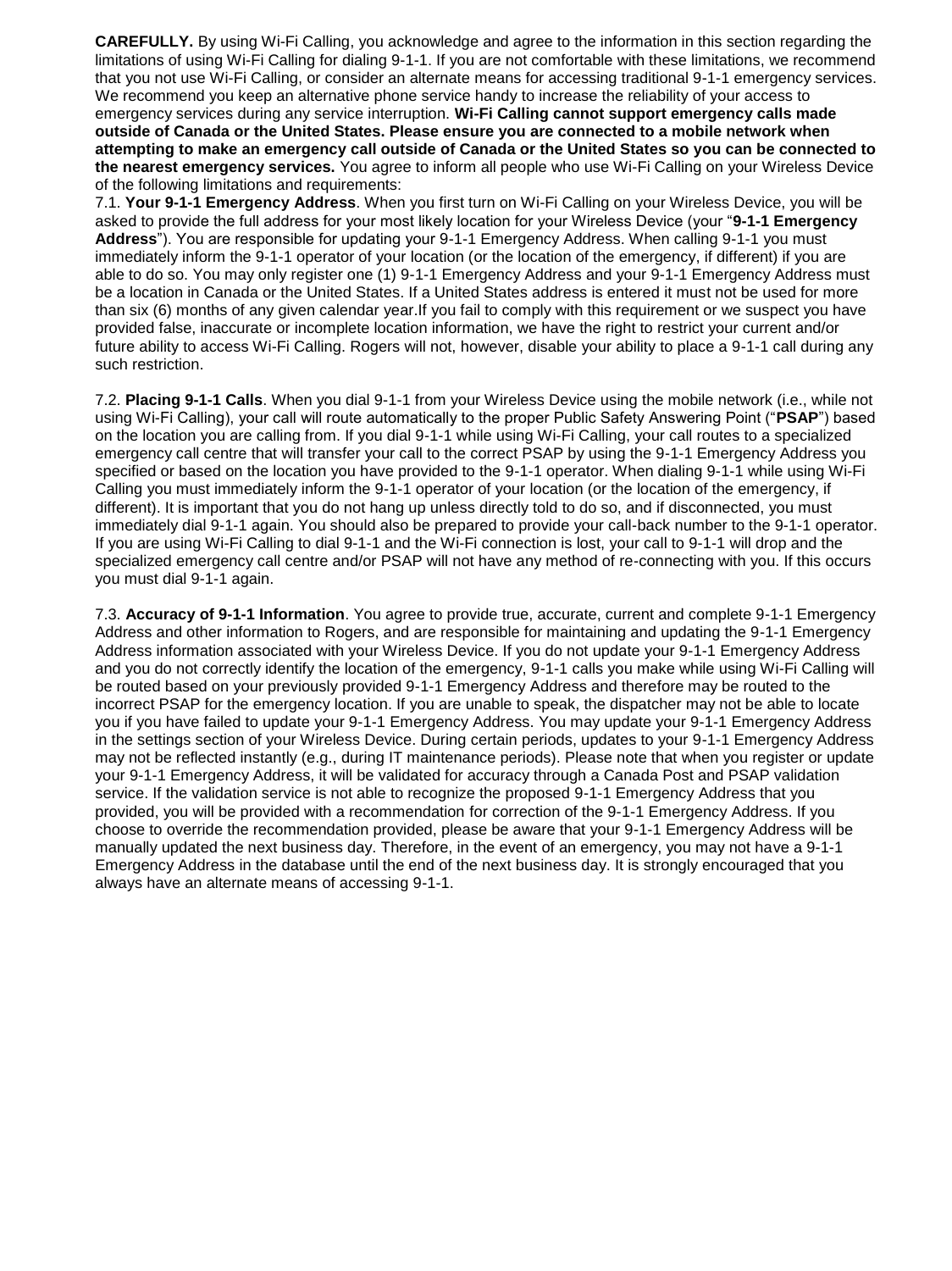**CAREFULLY.** By using Wi-Fi Calling, you acknowledge and agree to the information in this section regarding the limitations of using Wi-Fi Calling for dialing 9-1-1. If you are not comfortable with these limitations, we recommend that you not use Wi-Fi Calling, or consider an alternate means for accessing traditional 9-1-1 emergency services. We recommend you keep an alternative phone service handy to increase the reliability of your access to emergency services during any service interruption. **Wi-Fi Calling cannot support emergency calls made outside of Canada or the United States. Please ensure you are connected to a mobile network when attempting to make an emergency call outside of Canada or the United States so you can be connected to the nearest emergency services.** You agree to inform all people who use Wi-Fi Calling on your Wireless Device of the following limitations and requirements:

7.1. **Your 9-1-1 Emergency Address**. When you first turn on Wi-Fi Calling on your Wireless Device, you will be asked to provide the full address for your most likely location for your Wireless Device (your "**9-1-1 Emergency Address**"). You are responsible for updating your 9-1-1 Emergency Address. When calling 9-1-1 you must immediately inform the 9-1-1 operator of your location (or the location of the emergency, if different) if you are able to do so. You may only register one (1) 9-1-1 Emergency Address and your 9-1-1 Emergency Address must be a location in Canada or the United States. If a United States address is entered it must not be used for more than six (6) months of any given calendar year.If you fail to comply with this requirement or we suspect you have provided false, inaccurate or incomplete location information, we have the right to restrict your current and/or future ability to access Wi-Fi Calling. Rogers will not, however, disable your ability to place a 9-1-1 call during any such restriction.

7.2. **Placing 9-1-1 Calls**. When you dial 9-1-1 from your Wireless Device using the mobile network (i.e., while not using Wi-Fi Calling), your call will route automatically to the proper Public Safety Answering Point ("**PSAP**") based on the location you are calling from. If you dial 9-1-1 while using Wi-Fi Calling, your call routes to a specialized emergency call centre that will transfer your call to the correct PSAP by using the 9-1-1 Emergency Address you specified or based on the location you have provided to the 9-1-1 operator. When dialing 9-1-1 while using Wi-Fi Calling you must immediately inform the 9-1-1 operator of your location (or the location of the emergency, if different). It is important that you do not hang up unless directly told to do so, and if disconnected, you must immediately dial 9-1-1 again. You should also be prepared to provide your call-back number to the 9-1-1 operator. If you are using Wi-Fi Calling to dial 9-1-1 and the Wi-Fi connection is lost, your call to 9-1-1 will drop and the specialized emergency call centre and/or PSAP will not have any method of re-connecting with you. If this occurs you must dial 9-1-1 again.

7.3. **Accuracy of 9-1-1 Information**. You agree to provide true, accurate, current and complete 9-1-1 Emergency Address and other information to Rogers, and are responsible for maintaining and updating the 9-1-1 Emergency Address information associated with your Wireless Device. If you do not update your 9-1-1 Emergency Address and you do not correctly identify the location of the emergency, 9-1-1 calls you make while using Wi-Fi Calling will be routed based on your previously provided 9-1-1 Emergency Address and therefore may be routed to the incorrect PSAP for the emergency location. If you are unable to speak, the dispatcher may not be able to locate you if you have failed to update your 9-1-1 Emergency Address. You may update your 9-1-1 Emergency Address in the settings section of your Wireless Device. During certain periods, updates to your 9-1-1 Emergency Address may not be reflected instantly (e.g., during IT maintenance periods). Please note that when you register or update your 9-1-1 Emergency Address, it will be validated for accuracy through a Canada Post and PSAP validation service. If the validation service is not able to recognize the proposed 9-1-1 Emergency Address that you provided, you will be provided with a recommendation for correction of the 9-1-1 Emergency Address. If you choose to override the recommendation provided, please be aware that your 9-1-1 Emergency Address will be manually updated the next business day. Therefore, in the event of an emergency, you may not have a 9-1-1 Emergency Address in the database until the end of the next business day. It is strongly encouraged that you always have an alternate means of accessing 9-1-1.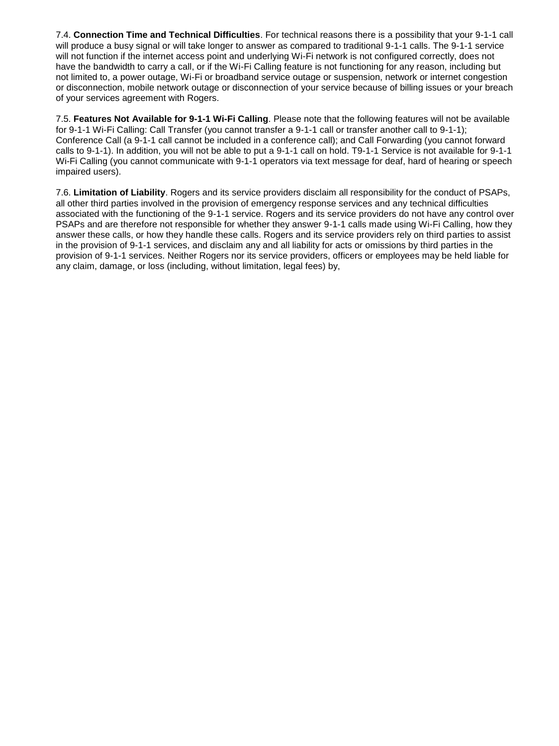7.4. **Connection Time and Technical Difficulties**. For technical reasons there is a possibility that your 9-1-1 call will produce a busy signal or will take longer to answer as compared to traditional 9-1-1 calls. The 9-1-1 service will not function if the internet access point and underlying Wi-Fi network is not configured correctly, does not have the bandwidth to carry a call, or if the Wi-Fi Calling feature is not functioning for any reason, including but not limited to, a power outage, Wi-Fi or broadband service outage or suspension, network or internet congestion or disconnection, mobile network outage or disconnection of your service because of billing issues or your breach of your services agreement with Rogers.

7.5. **Features Not Available for 9-1-1 Wi-Fi Calling**. Please note that the following features will not be available for 9-1-1 Wi-Fi Calling: Call Transfer (you cannot transfer a 9-1-1 call or transfer another call to 9-1-1); Conference Call (a 9-1-1 call cannot be included in a conference call); and Call Forwarding (you cannot forward calls to 9-1-1). In addition, you will not be able to put a 9-1-1 call on hold. T9-1-1 Service is not available for 9-1-1 Wi-Fi Calling (you cannot communicate with 9-1-1 operators via text message for deaf, hard of hearing or speech impaired users).

7.6. **Limitation of Liability**. Rogers and its service providers disclaim all responsibility for the conduct of PSAPs, all other third parties involved in the provision of emergency response services and any technical difficulties associated with the functioning of the 9-1-1 service. Rogers and its service providers do not have any control over PSAPs and are therefore not responsible for whether they answer 9-1-1 calls made using Wi-Fi Calling, how they answer these calls, or how they handle these calls. Rogers and its service providers rely on third parties to assist in the provision of 9-1-1 services, and disclaim any and all liability for acts or omissions by third parties in the provision of 9-1-1 services. Neither Rogers nor its service providers, officers or employees may be held liable for any claim, damage, or loss (including, without limitation, legal fees) by,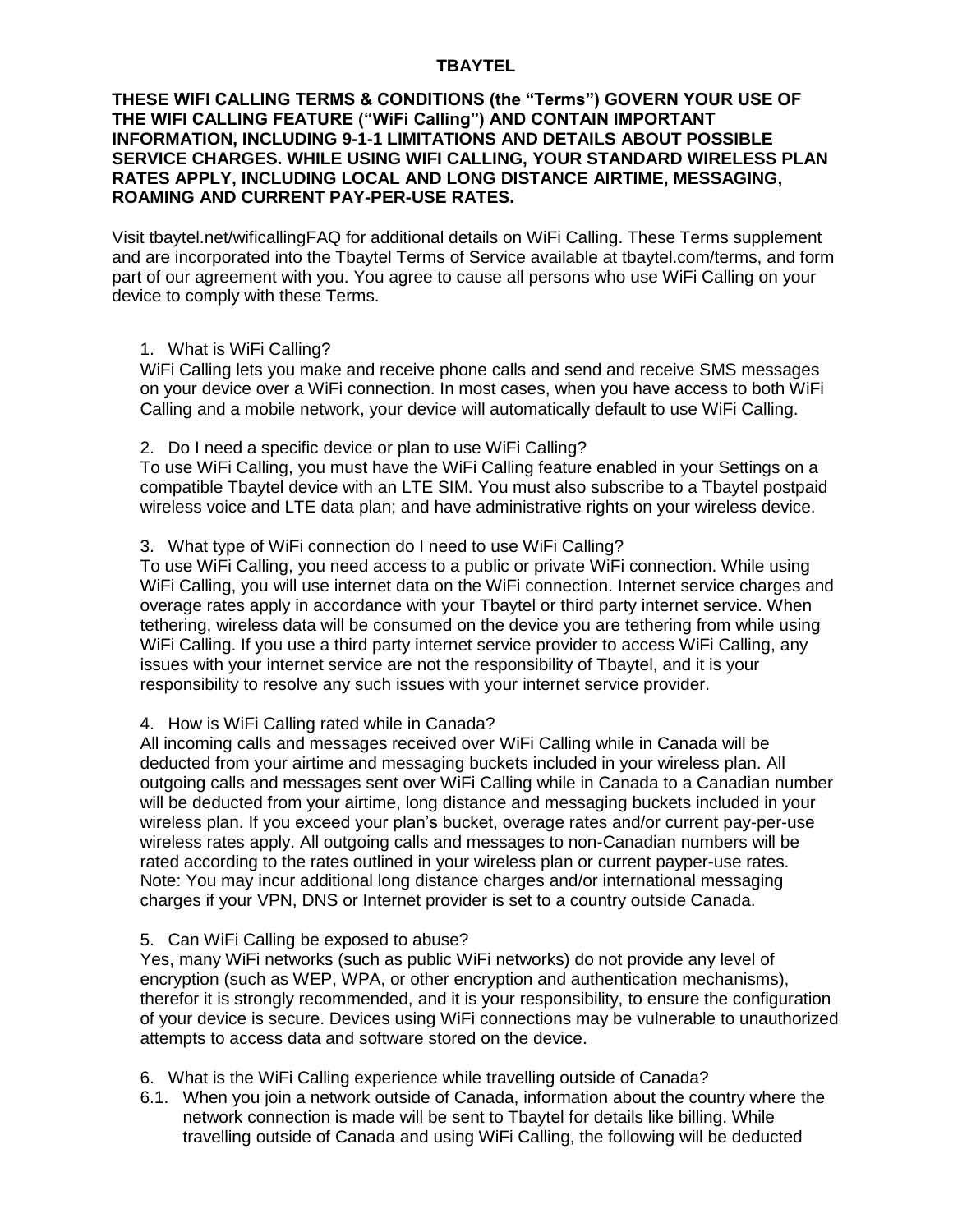**TBAYTEL**

**THESE WIFI CALLING TERMS & CONDITIONS (the "Terms") GOVERN YOUR USE OF THE WIFI CALLING FEATURE ("WiFi Calling") AND CONTAIN IMPORTANT INFORMATION, INCLUDING 9-1-1 LIMITATIONS AND DETAILS ABOUT POSSIBLE SERVICE CHARGES. WHILE USING WIFI CALLING, YOUR STANDARD WIRELESS PLAN RATES APPLY, INCLUDING LOCAL AND LONG DISTANCE AIRTIME, MESSAGING, ROAMING AND CURRENT PAY-PER-USE RATES.**

Visit tbaytel.net/wificallingFAQ for additional details on WiFi Calling. These Terms supplement and are incorporated into the Tbaytel Terms of Service available at tbaytel.com/terms, and form part of our agreement with you. You agree to cause all persons who use WiFi Calling on your device to comply with these Terms.

1. What is WiFi Calling?
WiFi Calling lets you make and receive phone calls and send and receive SMS messages on your device over a WiFi connection. In most cases, when you have access to both WiFi Calling and a mobile network, your device will automatically default to use WiFi Calling.

2. Do I need a specific device or plan to use WiFi Calling?
To use WiFi Calling, you must have the WiFi Calling feature enabled in your Settings on a compatible Tbaytel device with an LTE SIM. You must also subscribe to a Tbaytel postpaid wireless voice and LTE data plan; and have administrative rights on your wireless device.

3. What type of WiFi connection do I need to use WiFi Calling?
To use WiFi Calling, you need access to a public or private WiFi connection. While using WiFi Calling, you will use internet data on the WiFi connection. Internet service charges and overage rates apply in accordance with your Tbaytel or third party internet service. When tethering, wireless data will be consumed on the device you are tethering from while using WiFi Calling. If you use a third party internet service provider to access WiFi Calling, any issues with your internet service are not the responsibility of Tbaytel, and it is your responsibility to resolve any such issues with your internet service provider.

4. How is WiFi Calling rated while in Canada?
All incoming calls and messages received over WiFi Calling while in Canada will be deducted from your airtime and messaging buckets included in your wireless plan. All outgoing calls and messages sent over WiFi Calling while in Canada to a Canadian number will be deducted from your airtime, long distance and messaging buckets included in your wireless plan. If you exceed your plan's bucket, overage rates and/or current pay-per-use wireless rates apply. All outgoing calls and messages to non-Canadian numbers will be rated according to the rates outlined in your wireless plan or current payper-use rates. Note: You may incur additional long distance charges and/or international messaging charges if your VPN, DNS or Internet provider is set to a country outside Canada.

5. Can WiFi Calling be exposed to abuse?
Yes, many WiFi networks (such as public WiFi networks) do not provide any level of encryption (such as WEP, WPA, or other encryption and authentication mechanisms), therefor it is strongly recommended, and it is your responsibility, to ensure the configuration of your device is secure. Devices using WiFi connections may be vulnerable to unauthorized attempts to access data and software stored on the device.

6. What is the WiFi Calling experience while travelling outside of Canada?

6.1. When you join a network outside of Canada, information about the country where the network connection is made will be sent to Tbaytel for details like billing. While travelling outside of Canada and using WiFi Calling, the following will be deducted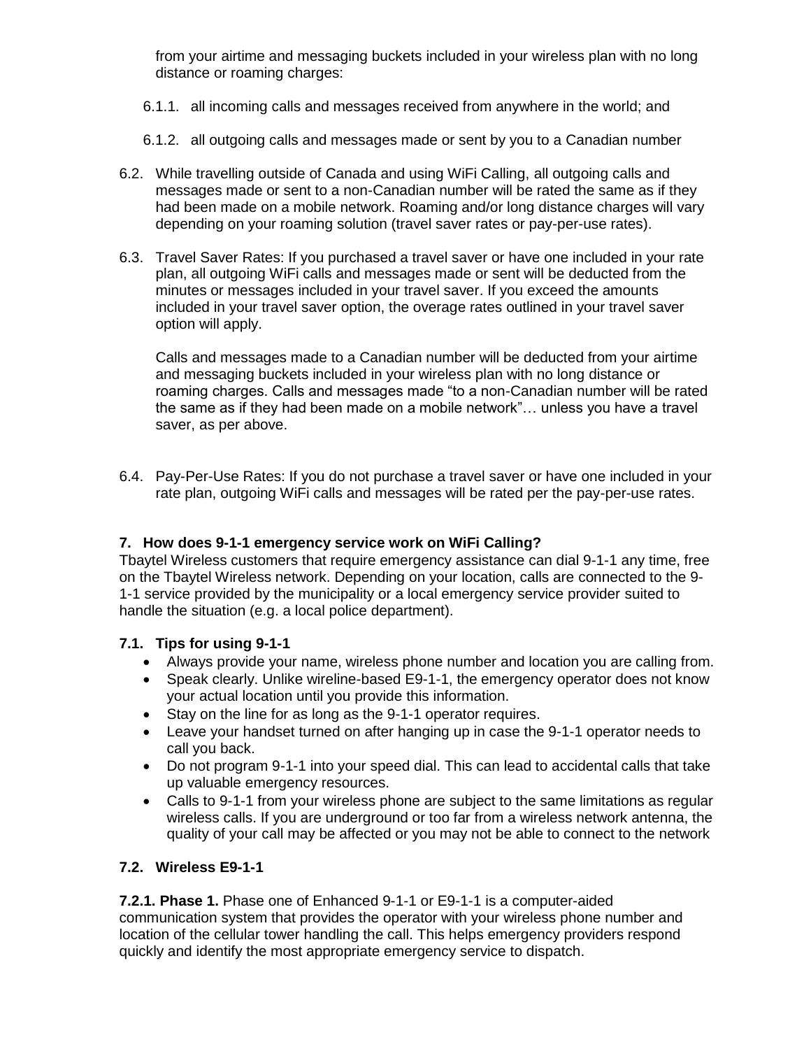from your airtime and messaging buckets included in your wireless plan with no long distance or roaming charges:

6.1.1. all incoming calls and messages received from anywhere in the world; and

6.1.2. all outgoing calls and messages made or sent by you to a Canadian number

6.2. While travelling outside of Canada and using WiFi Calling, all outgoing calls and messages made or sent to a non-Canadian number will be rated the same as if they had been made on a mobile network. Roaming and/or long distance charges will vary depending on your roaming solution (travel saver rates or pay-per-use rates).

6.3. Travel Saver Rates: If you purchased a travel saver or have one included in your rate plan, all outgoing WiFi calls and messages made or sent will be deducted from the minutes or messages included in your travel saver. If you exceed the amounts included in your travel saver option, the overage rates outlined in your travel saver option will apply.

Calls and messages made to a Canadian number will be deducted from your airtime and messaging buckets included in your wireless plan with no long distance or roaming charges. Calls and messages made "to a non-Canadian number will be rated the same as if they had been made on a mobile network"… unless you have a travel saver, as per above.

6.4. Pay-Per-Use Rates: If you do not purchase a travel saver or have one included in your rate plan, outgoing WiFi calls and messages will be rated per the pay-per-use rates.

## 7. How does 9-1-1 emergency service work on WiFi Calling?

Tbaytel Wireless customers that require emergency assistance can dial 9-1-1 any time, free on the Tbaytel Wireless network. Depending on your location, calls are connected to the 9-1-1 service provided by the municipality or a local emergency service provider suited to handle the situation (e.g. a local police department).

### 7.1. Tips for using 9-1-1

- Always provide your name, wireless phone number and location you are calling from.
- Speak clearly. Unlike wireline-based E9-1-1, the emergency operator does not know your actual location until you provide this information.
- Stay on the line for as long as the 9-1-1 operator requires.
- Leave your handset turned on after hanging up in case the 9-1-1 operator needs to call you back.
- Do not program 9-1-1 into your speed dial. This can lead to accidental calls that take up valuable emergency resources.
- Calls to 9-1-1 from your wireless phone are subject to the same limitations as regular wireless calls. If you are underground or too far from a wireless network antenna, the quality of your call may be affected or you may not be able to connect to the network

### 7.2. Wireless E9-1-1

**7.2.1. Phase 1.** Phase one of Enhanced 9-1-1 or E9-1-1 is a computer-aided communication system that provides the operator with your wireless phone number and location of the cellular tower handling the call. This helps emergency providers respond quickly and identify the most appropriate emergency service to dispatch.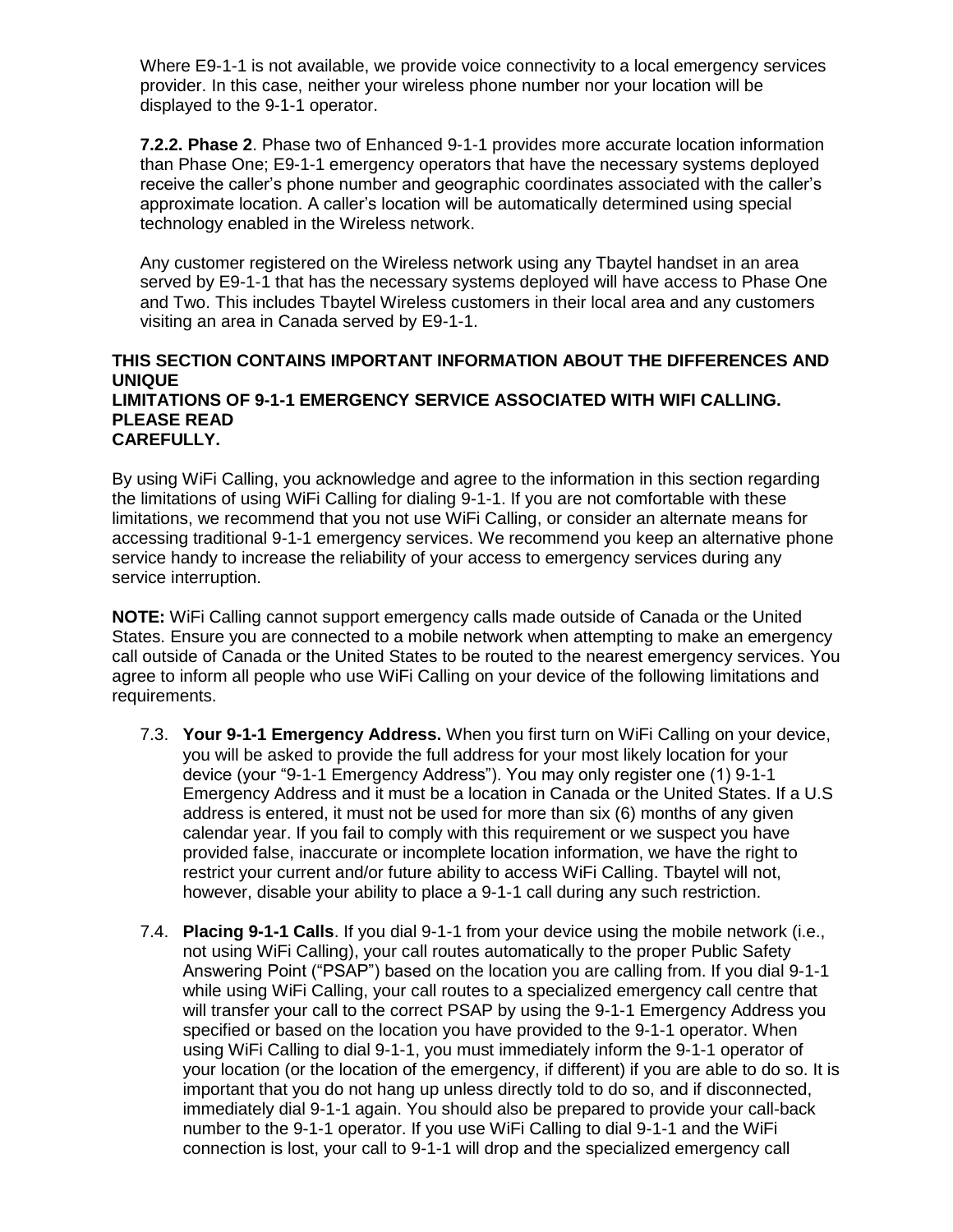Where E9-1-1 is not available, we provide voice connectivity to a local emergency services provider. In this case, neither your wireless phone number nor your location will be displayed to the 9-1-1 operator.

**7.2.2. Phase 2**. Phase two of Enhanced 9-1-1 provides more accurate location information than Phase One; E9-1-1 emergency operators that have the necessary systems deployed receive the caller's phone number and geographic coordinates associated with the caller's approximate location. A caller's location will be automatically determined using special technology enabled in the Wireless network.

Any customer registered on the Wireless network using any Tbaytel handset in an area served by E9-1-1 that has the necessary systems deployed will have access to Phase One and Two. This includes Tbaytel Wireless customers in their local area and any customers visiting an area in Canada served by E9-1-1.

**THIS SECTION CONTAINS IMPORTANT INFORMATION ABOUT THE DIFFERENCES AND UNIQUE LIMITATIONS OF 9-1-1 EMERGENCY SERVICE ASSOCIATED WITH WIFI CALLING. PLEASE READ CAREFULLY.**

By using WiFi Calling, you acknowledge and agree to the information in this section regarding the limitations of using WiFi Calling for dialing 9-1-1. If you are not comfortable with these limitations, we recommend that you not use WiFi Calling, or consider an alternate means for accessing traditional 9-1-1 emergency services. We recommend you keep an alternative phone service handy to increase the reliability of your access to emergency services during any service interruption.

**NOTE:** WiFi Calling cannot support emergency calls made outside of Canada or the United States. Ensure you are connected to a mobile network when attempting to make an emergency call outside of Canada or the United States to be routed to the nearest emergency services. You agree to inform all people who use WiFi Calling on your device of the following limitations and requirements.

7.3. **Your 9-1-1 Emergency Address.** When you first turn on WiFi Calling on your device, you will be asked to provide the full address for your most likely location for your device (your "9-1-1 Emergency Address"). You may only register one (1) 9-1-1 Emergency Address and it must be a location in Canada or the United States. If a U.S address is entered, it must not be used for more than six (6) months of any given calendar year. If you fail to comply with this requirement or we suspect you have provided false, inaccurate or incomplete location information, we have the right to restrict your current and/or future ability to access WiFi Calling. Tbaytel will not, however, disable your ability to place a 9-1-1 call during any such restriction.

7.4. **Placing 9-1-1 Calls**. If you dial 9-1-1 from your device using the mobile network (i.e., not using WiFi Calling), your call routes automatically to the proper Public Safety Answering Point ("PSAP") based on the location you are calling from. If you dial 9-1-1 while using WiFi Calling, your call routes to a specialized emergency call centre that will transfer your call to the correct PSAP by using the 9-1-1 Emergency Address you specified or based on the location you have provided to the 9-1-1 operator. When using WiFi Calling to dial 9-1-1, you must immediately inform the 9-1-1 operator of your location (or the location of the emergency, if different) if you are able to do so. It is important that you do not hang up unless directly told to do so, and if disconnected, immediately dial 9-1-1 again. You should also be prepared to provide your call-back number to the 9-1-1 operator. If you use WiFi Calling to dial 9-1-1 and the WiFi connection is lost, your call to 9-1-1 will drop and the specialized emergency call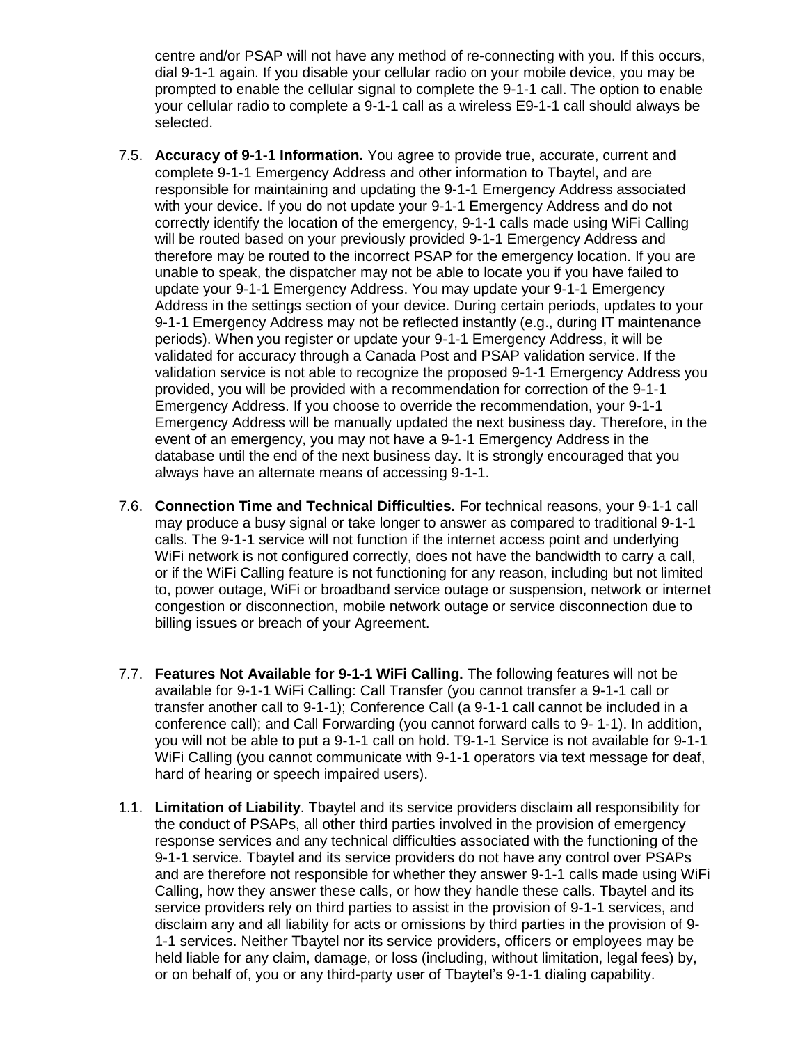centre and/or PSAP will not have any method of re-connecting with you. If this occurs, dial 9-1-1 again. If you disable your cellular radio on your mobile device, you may be prompted to enable the cellular signal to complete the 9-1-1 call. The option to enable your cellular radio to complete a 9-1-1 call as a wireless E9-1-1 call should always be selected.

7.5. **Accuracy of 9-1-1 Information.** You agree to provide true, accurate, current and complete 9-1-1 Emergency Address and other information to Tbaytel, and are responsible for maintaining and updating the 9-1-1 Emergency Address associated with your device. If you do not update your 9-1-1 Emergency Address and do not correctly identify the location of the emergency, 9-1-1 calls made using WiFi Calling will be routed based on your previously provided 9-1-1 Emergency Address and therefore may be routed to the incorrect PSAP for the emergency location. If you are unable to speak, the dispatcher may not be able to locate you if you have failed to update your 9-1-1 Emergency Address. You may update your 9-1-1 Emergency Address in the settings section of your device. During certain periods, updates to your 9-1-1 Emergency Address may not be reflected instantly (e.g., during IT maintenance periods). When you register or update your 9-1-1 Emergency Address, it will be validated for accuracy through a Canada Post and PSAP validation service. If the validation service is not able to recognize the proposed 9-1-1 Emergency Address you provided, you will be provided with a recommendation for correction of the 9-1-1 Emergency Address. If you choose to override the recommendation, your 9-1-1 Emergency Address will be manually updated the next business day. Therefore, in the event of an emergency, you may not have a 9-1-1 Emergency Address in the database until the end of the next business day. It is strongly encouraged that you always have an alternate means of accessing 9-1-1.

7.6. **Connection Time and Technical Difficulties.** For technical reasons, your 9-1-1 call may produce a busy signal or take longer to answer as compared to traditional 9-1-1 calls. The 9-1-1 service will not function if the internet access point and underlying WiFi network is not configured correctly, does not have the bandwidth to carry a call, or if the WiFi Calling feature is not functioning for any reason, including but not limited to, power outage, WiFi or broadband service outage or suspension, network or internet congestion or disconnection, mobile network outage or service disconnection due to billing issues or breach of your Agreement.

7.7. **Features Not Available for 9-1-1 WiFi Calling.** The following features will not be available for 9-1-1 WiFi Calling: Call Transfer (you cannot transfer a 9-1-1 call or transfer another call to 9-1-1); Conference Call (a 9-1-1 call cannot be included in a conference call); and Call Forwarding (you cannot forward calls to 9- 1-1). In addition, you will not be able to put a 9-1-1 call on hold. T9-1-1 Service is not available for 9-1-1 WiFi Calling (you cannot communicate with 9-1-1 operators via text message for deaf, hard of hearing or speech impaired users).

1.1. **Limitation of Liability**. Tbaytel and its service providers disclaim all responsibility for the conduct of PSAPs, all other third parties involved in the provision of emergency response services and any technical difficulties associated with the functioning of the 9-1-1 service. Tbaytel and its service providers do not have any control over PSAPs and are therefore not responsible for whether they answer 9-1-1 calls made using WiFi Calling, how they answer these calls, or how they handle these calls. Tbaytel and its service providers rely on third parties to assist in the provision of 9-1-1 services, and disclaim any and all liability for acts or omissions by third parties in the provision of 9-1-1 services. Neither Tbaytel nor its service providers, officers or employees may be held liable for any claim, damage, or loss (including, without limitation, legal fees) by, or on behalf of, you or any third-party user of Tbaytel's 9-1-1 dialing capability.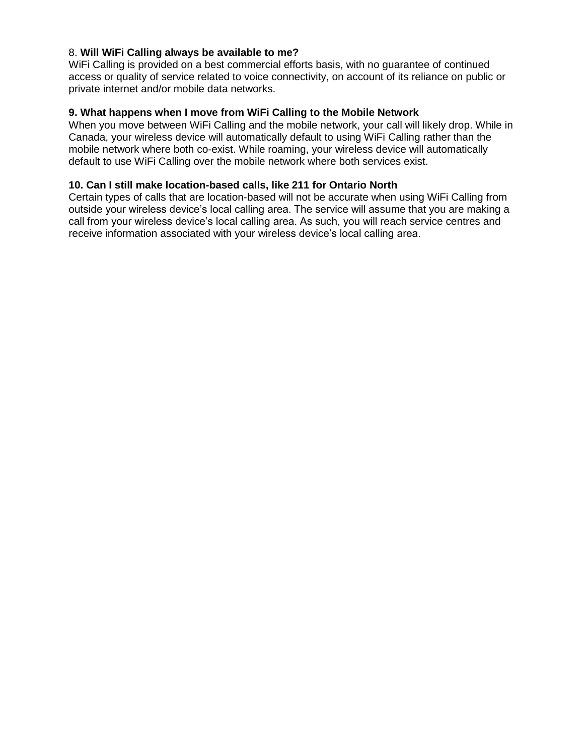8. **Will WiFi Calling always be available to me?**
WiFi Calling is provided on a best commercial efforts basis, with no guarantee of continued access or quality of service related to voice connectivity, on account of its reliance on public or private internet and/or mobile data networks.

**9. What happens when I move from WiFi Calling to the Mobile Network**
When you move between WiFi Calling and the mobile network, your call will likely drop. While in Canada, your wireless device will automatically default to using WiFi Calling rather than the mobile network where both co-exist. While roaming, your wireless device will automatically default to use WiFi Calling over the mobile network where both services exist.

**10. Can I still make location-based calls, like 211 for Ontario North**
Certain types of calls that are location-based will not be accurate when using WiFi Calling from outside your wireless device's local calling area. The service will assume that you are making a call from your wireless device's local calling area. As such, you will reach service centres and receive information associated with your wireless device's local calling area.